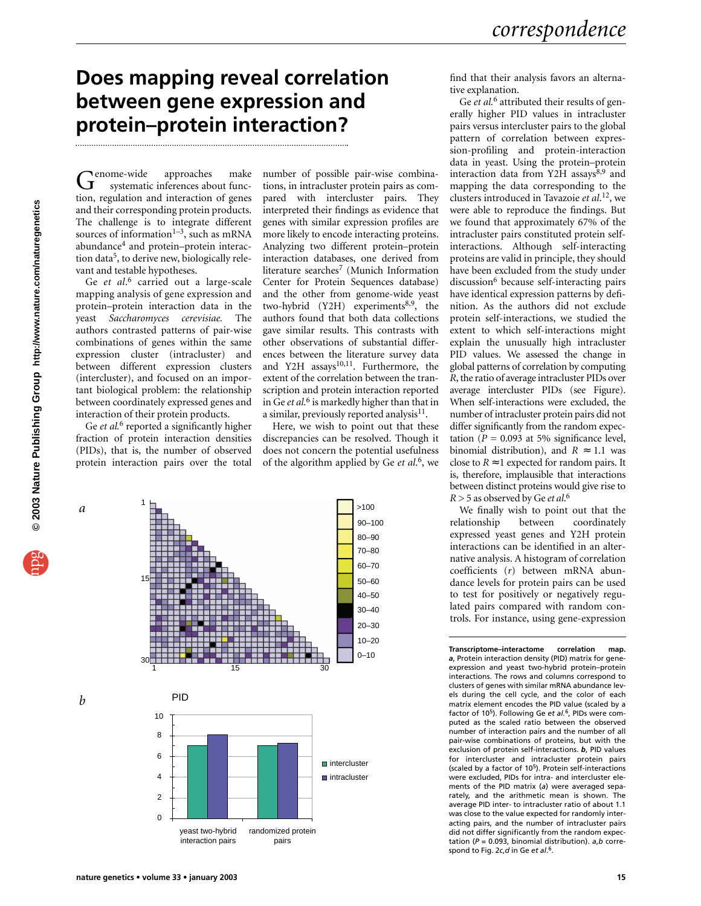# Does mapping reveal correlation between gene expression and protein–protein interaction?

Genome-wide approaches make systematic inferences about function, regulation and interaction of genes and their corresponding protein products. The challenge is to integrate different sources of information[1–3], such as mRNA abundance[4] and protein–protein interaction data[5], to derive new, biologically relevant and testable hypotheses.

Ge *et al.*[6] carried out a large-scale mapping analysis of gene expression and protein–protein interaction data in the yeast *Saccharomyces cerevisiae*. The authors contrasted patterns of pair-wise combinations of genes within the same expression cluster (intracluster) and between different expression clusters (intercluster), and focused on an important biological problem: the relationship between coordinately expressed genes and interaction of their protein products.

Ge *et al.*[6] reported a significantly higher fraction of protein interaction densities (PIDs), that is, the number of observed protein interaction pairs over the total number of possible pair-wise combinations, in intracluster protein pairs as compared with intercluster pairs. They interpreted their findings as evidence that genes with similar expression profiles are more likely to encode interacting proteins. Analyzing two different protein–protein interaction databases, one derived from literature searches[7] (Munich Information Center for Protein Sequences database) and the other from genome-wide yeast two-hybrid (Y2H) experiments[8,9], the authors found that both data collections gave similar results. This contrasts with other observations of substantial differences between the literature survey data and Y2H assays[10,11]. Furthermore, the extent of the correlation between the transcription and protein interaction reported in Ge *et al.*[6] is markedly higher than that in a similar, previously reported analysis[11].

Here, we wish to point out that these discrepancies can be resolved. Though it does not concern the potential usefulness of the algorithm applied by Ge *et al.*[6], we find that their analysis favors an alternative explanation.

Ge *et al.*[6] attributed their results of generally higher PID values in intracluster pairs versus intercluster pairs to the global pattern of correlation between expression-profiling and protein-interaction data in yeast. Using the protein–protein interaction data from Y2H assays[8,9] and mapping the data corresponding to the clusters introduced in Tavazoie *et al.*[12], we were able to reproduce the findings. But we found that approximately 67% of the intracluster pairs constituted protein self-interactions. Although self-interacting proteins are valid in principle, they should have been excluded from the study under discussion[6] because self-interacting pairs have identical expression patterns by definition. As the authors did not exclude protein self-interactions, we studied the extent to which self-interactions might explain the unusually high intracluster PID values. We assessed the change in global patterns of correlation by computing $R$, the ratio of average intracluster PIDs over average intercluster PIDs (see Figure). When self-interactions were excluded, the number of intracluster protein pairs did not differ significantly from the random expectation ($P = 0.093$ at 5% significance level, binomial distribution), and $R \approx 1.1$ was close to $R \approx 1$ expected for random pairs. It is, therefore, implausible that interactions between distinct proteins would give rise to $R > 5$ as observed by Ge *et al.*[6]

We finally wish to point out that the relationship between coordinately expressed yeast genes and Y2H protein interactions can be identified in an alternative analysis. A histogram of correlation coefficients ($r$) between mRNA abundance levels for protein pairs can be used to test for positively or negatively regulated pairs compared with random controls. For instance, using gene-expression

**Transcriptome–interactome correlation map.** ***a***, Protein interaction density (PID) matrix for gene-expression and yeast two-hybrid protein–protein interactions. The rows and columns correspond to clusters of genes with similar mRNA abundance levels during the cell cycle, and the color of each matrix element encodes the PID value (scaled by a factor of $10^5$). Following Ge *et al.*[6], PIDs were computed as the scaled ratio between the observed number of interaction pairs and the number of all pair-wise combinations of proteins, but with the exclusion of protein self-interactions. ***b***, PID values for intercluster and intracluster protein pairs (scaled by a factor of $10^5$). Protein self-interactions were excluded, PIDs for intra- and intercluster elements of the PID matrix (*a*) were averaged separately, and the arithmetic mean is shown. The average PID inter- to intracluster ratio of about 1.1 was close to the value expected for randomly interacting pairs, and the number of intracluster pairs did not differ significantly from the random expectation ($P = 0.093$, binomial distribution). *a*,*b* correspond to Fig. 2c,*d* in Ge *et al.*[6].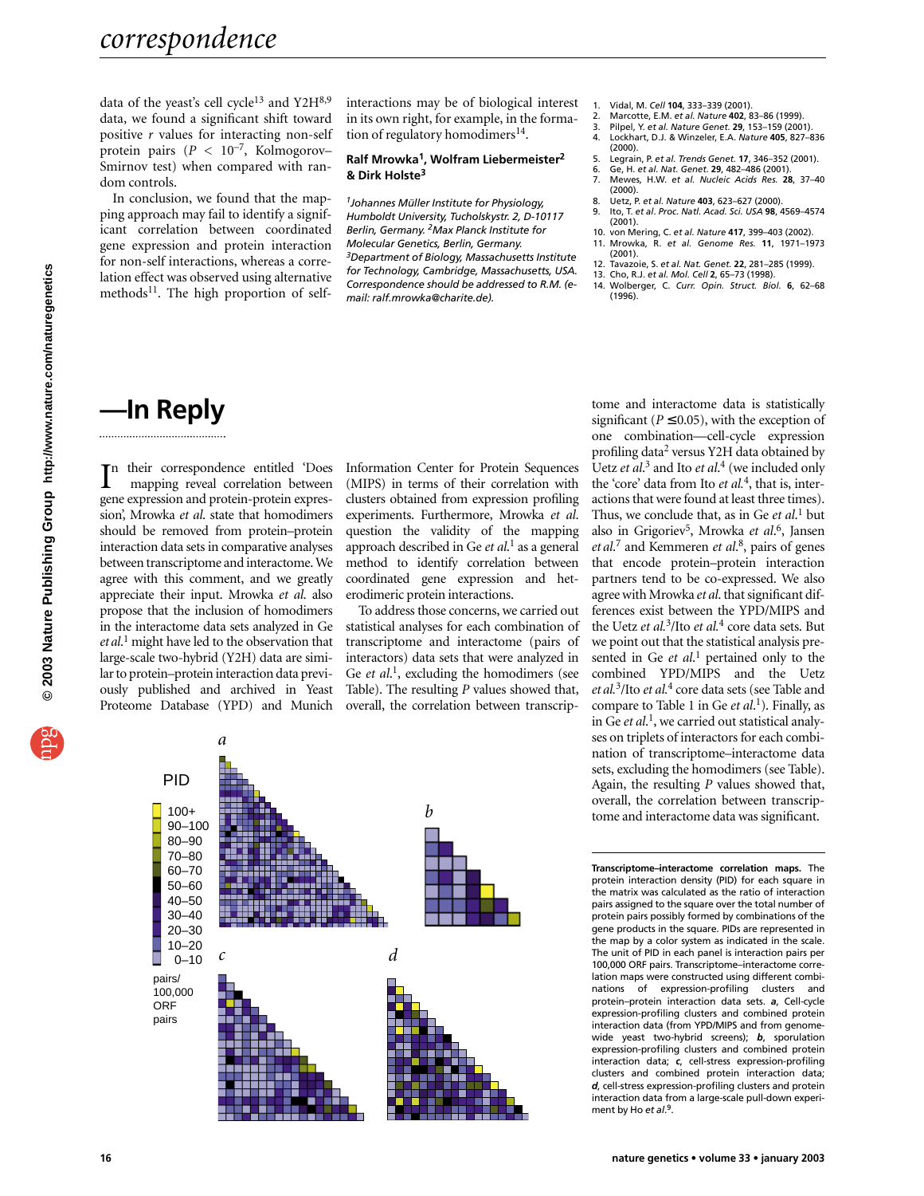data of the yeast's cell cycle[13] and Y2H[8,9] data, we found a significant shift toward positive *r* values for interacting non-self protein pairs ($P < 10^{-7}$, Kolmogorov–Smirnov test) when compared with random controls.

In conclusion, we found that the mapping approach may fail to identify a significant correlation between coordinated gene expression and protein interaction for non-self interactions, whereas a correlation effect was observed using alternative methods[11]. The high proportion of self-interactions may be of biological interest in its own right, for example, in the formation of regulatory homodimers[14].

**Ralf Mrowka[1], Wolfram Liebermeister[2] & Dirk Holste[3]**

*[1]Johannes Müller Institute for Physiology, Humboldt University, Tucholskystr. 2, D-10117 Berlin, Germany. [2]Max Planck Institute for Molecular Genetics, Berlin, Germany. [3]Department of Biology, Massachusetts Institute for Technology, Cambridge, Massachusetts, USA. Correspondence should be addressed to R.M. (e-mail: ralf.mrowka@charite.de).*

1. Vidal, M. *Cell* **104**, 333–339 (2001).
2. Marcotte, E.M. *et al. Nature* **402**, 83–86 (1999).
3. Pilpel, Y. *et al. Nature Genet.* **29**, 153–159 (2001).
4. Lockhart, D.J. & Winzeler, E.A. *Nature* **405**, 827–836 (2000).
5. Legrain, P. *et al. Trends Genet.* **17**, 346–352 (2001).
6. Ge, H. *et al. Nat. Genet.* **29**, 482–486 (2001).
7. Mewes, H.W. *et al. Nucleic Acids Res.* **28**, 37–40 (2000).
8. Uetz, P. *et al. Nature* **403**, 623–627 (2000).
9. Ito, T. *et al. Proc. Natl. Acad. Sci. USA* **98**, 4569–4574 (2001).
10. von Mering, C. *et al. Nature* **417**, 399–403 (2002).
11. Mrowka, R. *et al. Genome Res.* **11**, 1971–1973 (2001).
12. Tavazoie, S. *et al. Nat. Genet.* **22**, 281–285 (1999).
13. Cho, R.J. *et al. Mol. Cell* **2**, 65–73 (1998).
14. Wolberger, C. *Curr. Opin. Struct. Biol.* **6**, 62–68 (1996).

## —In Reply

In their correspondence entitled 'Does mapping reveal correlation between gene expression and protein-protein expression', Mrowka *et al.* state that homodimers should be removed from protein–protein interaction data sets in comparative analyses between transcriptome and interactome. We agree with this comment, and we greatly appreciate their input. Mrowka *et al.* also propose that the inclusion of homodimers in the interactome data sets analyzed in Ge *et al.*[1] might have led to the observation that large-scale two-hybrid (Y2H) data are similar to protein–protein interaction data previously published and archived in Yeast Proteome Database (YPD) and Munich Information Center for Protein Sequences (MIPS) in terms of their correlation with clusters obtained from expression profiling experiments. Furthermore, Mrowka *et al.* question the validity of the mapping approach described in Ge *et al.*[1] as a general method to identify correlation between coordinated gene expression and heterodimeric protein interactions.

To address those concerns, we carried out statistical analyses for each combination of transcriptome and interactome (pairs of interactors) data sets that were analyzed in Ge *et al.*[1], excluding the homodimers (see Table). The resulting *P* values showed that, overall, the correlation between transcriptome and interactome data is statistically significant ($P \leq 0.05$), with the exception of one combination—cell-cycle expression profiling data[2] versus Y2H data obtained by Uetz *et al.*[3] and Ito *et al.*[4] (we included only the 'core' data from Ito *et al.*[4], that is, interactions that were found at least three times). Thus, we conclude that, as in Ge *et al.*[1] but also in Grigoriev[5], Mrowka *et al.*[6], Jansen *et al.*[7] and Kemmeren *et al.*[8], pairs of genes that encode protein–protein interaction partners tend to be co-expressed. We also agree with Mrowka *et al.* that significant differences exist between the YPD/MIPS and the Uetz *et al.*[3]/Ito *et al.*[4] core data sets. But we point out that the statistical analysis presented in Ge *et al.*[1] pertained only to the combined YPD/MIPS and the Uetz *et al.*[3]/Ito *et al.*[4] core data sets (see Table and compare to Table 1 in Ge *et al.*[1]). Finally, as in Ge *et al.*[1], we carried out statistical analyses on triplets of interactors for each combination of transcriptome–interactome data sets, excluding the homodimers (see Table). Again, the resulting *P* values showed that, overall, the correlation between transcriptome and interactome data was significant.

a

PID

100+
90–100
80–90
70–80
60–70
50–60
40–50
30–40
20–30
10–20
0–10

pairs/
100,000
ORF
pairs

b

c

d

**Transcriptome–interactome correlation maps.** The protein interaction density (PID) for each square in the matrix was calculated as the ratio of interaction pairs assigned to the square over the total number of protein pairs possibly formed by combinations of the gene products in the square. PIDs are represented in the map by a color system as indicated in the scale. The unit of PID in each panel is interaction pairs per 100,000 ORF pairs. Transcriptome–interactome correlation maps were constructed using different combinations of expression-profiling clusters and protein–protein interaction data sets. ***a***, Cell-cycle expression-profiling clusters and combined protein interaction data (from YPD/MIPS and from genome-wide yeast two-hybrid screens); ***b***, sporulation expression-profiling clusters and combined protein interaction data; ***c***, cell-stress expression-profiling clusters and combined protein interaction data; ***d***, cell-stress expression-profiling clusters and protein interaction data from a large-scale pull-down experiment by Ho *et al.*[9].